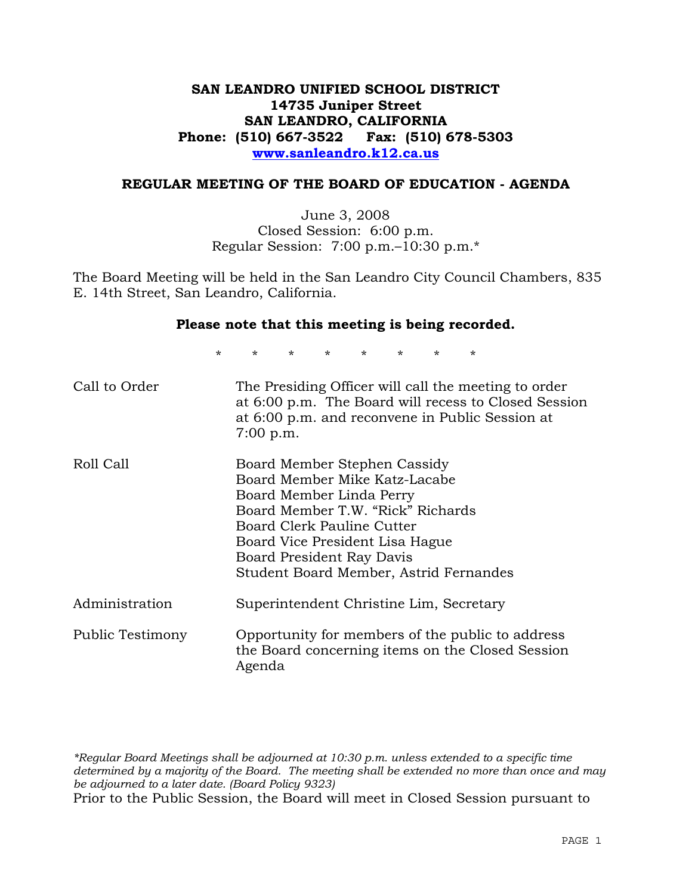**SAN LEANDRO UNIFIED SCHOOL DISTRICT**
**14735 Juniper Street**
**SAN LEANDRO, CALIFORNIA**
**Phone: (510) 667-3522 Fax: (510) 678-5303**
**www.sanleandro.k12.ca.us**

## REGULAR MEETING OF THE BOARD OF EDUCATION - AGENDA

June 3, 2008
Closed Session: 6:00 p.m.
Regular Session: 7:00 p.m.–10:30 p.m.*

The Board Meeting will be held in the San Leandro City Council Chambers, 835 E. 14th Street, San Leandro, California.

**Please note that this meeting is being recorded.**

\* \* \* \* \* \* \* \*

| | |
|---|---|
| Call to Order | The Presiding Officer will call the meeting to order at 6:00 p.m. The Board will recess to Closed Session at 6:00 p.m. and reconvene in Public Session at 7:00 p.m. |
| Roll Call | Board Member Stephen Cassidy<br>Board Member Mike Katz-Lacabe<br>Board Member Linda Perry<br>Board Member T.W. "Rick" Richards<br>Board Clerk Pauline Cutter<br>Board Vice President Lisa Hague<br>Board President Ray Davis<br>Student Board Member, Astrid Fernandes |
| Administration | Superintendent Christine Lim, Secretary |
| Public Testimony | Opportunity for members of the public to address the Board concerning items on the Closed Session Agenda |

*\*Regular Board Meetings shall be adjourned at 10:30 p.m. unless extended to a specific time determined by a majority of the Board. The meeting shall be extended no more than once and may be adjourned to a later date. (Board Policy 9323)*

Prior to the Public Session, the Board will meet in Closed Session pursuant to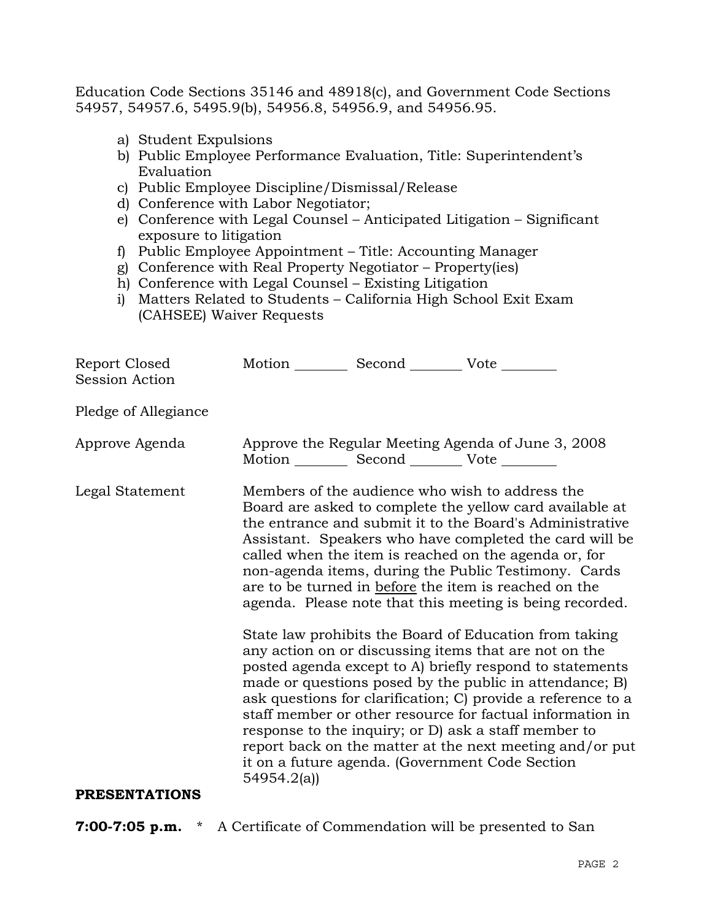Education Code Sections 35146 and 48918(c), and Government Code Sections 54957, 54957.6, 5495.9(b), 54956.8, 54956.9, and 54956.95.

a) Student Expulsions
b) Public Employee Performance Evaluation, Title: Superintendent's Evaluation
c) Public Employee Discipline/Dismissal/Release
d) Conference with Labor Negotiator;
e) Conference with Legal Counsel – Anticipated Litigation – Significant exposure to litigation
f) Public Employee Appointment – Title: Accounting Manager
g) Conference with Real Property Negotiator – Property(ies)
h) Conference with Legal Counsel – Existing Litigation
i) Matters Related to Students – California High School Exit Exam (CAHSEE) Waiver Requests

Report Closed Session Action — Motion ________ Second ________ Vote ________

Pledge of Allegiance

Approve Agenda — Approve the Regular Meeting Agenda of June 3, 2008
Motion ________ Second ________ Vote ________

Legal Statement — Members of the audience who wish to address the Board are asked to complete the yellow card available at the entrance and submit it to the Board's Administrative Assistant. Speakers who have completed the card will be called when the item is reached on the agenda or, for non-agenda items, during the Public Testimony. Cards are to be turned in before the item is reached on the agenda. Please note that this meeting is being recorded.

State law prohibits the Board of Education from taking any action on or discussing items that are not on the posted agenda except to A) briefly respond to statements made or questions posed by the public in attendance; B) ask questions for clarification; C) provide a reference to a staff member or other resource for factual information in response to the inquiry; or D) ask a staff member to report back on the matter at the next meeting and/or put it on a future agenda. (Government Code Section 54954.2(a))

**PRESENTATIONS**

**7:00-7:05 p.m.** * A Certificate of Commendation will be presented to San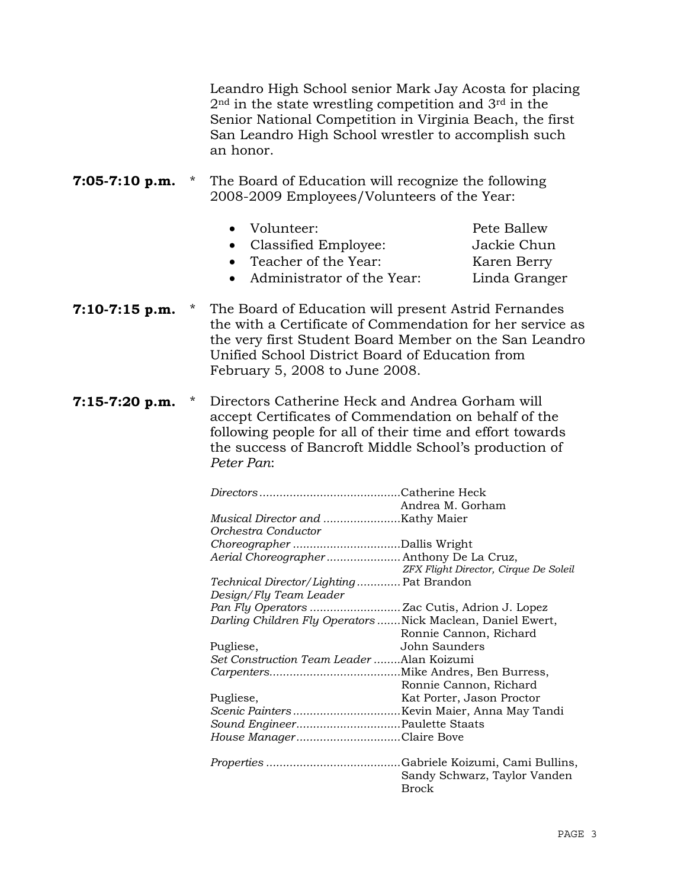Leandro High School senior Mark Jay Acosta for placing 2nd in the state wrestling competition and 3rd in the Senior National Competition in Virginia Beach, the first San Leandro High School wrestler to accomplish such an honor.

**7:05-7:10 p.m.** * The Board of Education will recognize the following 2008-2009 Employees/Volunteers of the Year:

- Volunteer: Pete Ballew
- Classified Employee: Jackie Chun
- Teacher of the Year: Karen Berry
- Administrator of the Year: Linda Granger

**7:10-7:15 p.m.** * The Board of Education will present Astrid Fernandes the with a Certificate of Commendation for her service as the very first Student Board Member on the San Leandro Unified School District Board of Education from February 5, 2008 to June 2008.

**7:15-7:20 p.m.** * Directors Catherine Heck and Andrea Gorham will accept Certificates of Commendation on behalf of the following people for all of their time and effort towards the success of Bancroft Middle School's production of *Peter Pan*:

| | |
|---|---|
| *Directors* | Catherine Heck, Andrea M. Gorham |
| *Musical Director and Orchestra Conductor* | Kathy Maier |
| *Choreographer* | Dallis Wright |
| *Aerial Choreographer* | Anthony De La Cruz, *ZFX Flight Director, Cirque De Soleil* |
| *Technical Director/Lighting Design/Fly Team Leader* | Pat Brandon |
| *Pan Fly Operators* | Zac Cutis, Adrion J. Lopez |
| *Darling Children Fly Operators* | Nick Maclean, Daniel Ewert, Ronnie Cannon, Richard Pugliese, John Saunders |
| *Set Construction Team Leader* | Alan Koizumi |
| *Carpenters* | Mike Andres, Ben Burress, Ronnie Cannon, Richard Pugliese, Kat Porter, Jason Proctor |
| *Scenic Painters* | Kevin Maier, Anna May Tandi |
| *Sound Engineer* | Paulette Staats |
| *House Manager* | Claire Bove |
| *Properties* | Gabriele Koizumi, Cami Bullins, Sandy Schwarz, Taylor Vanden Brock |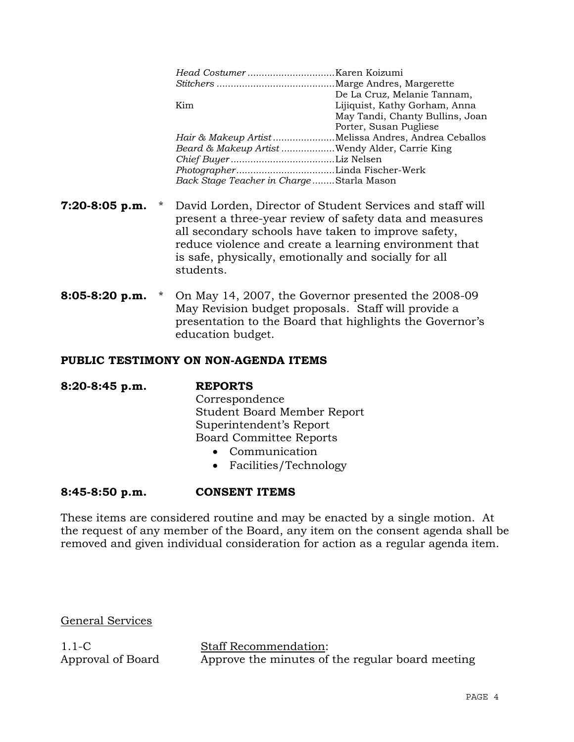| | |
|---|---|
| *Head Costumer* | Karen Koizumi |
| *Stitchers* | Marge Andres, Margerette De La Cruz, Melanie Tannam, Kim Lijiquist, Kathy Gorham, Anna May Tandi, Chanty Bullins, Joan Porter, Susan Pugliese |
| *Hair & Makeup Artist* | Melissa Andres, Andrea Ceballos |
| *Beard & Makeup Artist* | Wendy Alder, Carrie King |
| *Chief Buyer* | Liz Nelsen |
| *Photographer* | Linda Fischer-Werk |
| *Back Stage Teacher in Charge* | Starla Mason |

**7:20-8:05 p.m.** * David Lorden, Director of Student Services and staff will present a three-year review of safety data and measures all secondary schools have taken to improve safety, reduce violence and create a learning environment that is safe, physically, emotionally and socially for all students.

**8:05-8:20 p.m.** * On May 14, 2007, the Governor presented the 2008-09 May Revision budget proposals. Staff will provide a presentation to the Board that highlights the Governor's education budget.

**PUBLIC TESTIMONY ON NON-AGENDA ITEMS**

**8:20-8:45 p.m.** **REPORTS**

Correspondence
Student Board Member Report
Superintendent's Report
Board Committee Reports

- Communication
- Facilities/Technology

**8:45-8:50 p.m.** **CONSENT ITEMS**

These items are considered routine and may be enacted by a single motion. At the request of any member of the Board, any item on the consent agenda shall be removed and given individual consideration for action as a regular agenda item.

General Services

1.1-C
Approval of Board

Staff Recommendation:
Approve the minutes of the regular board meeting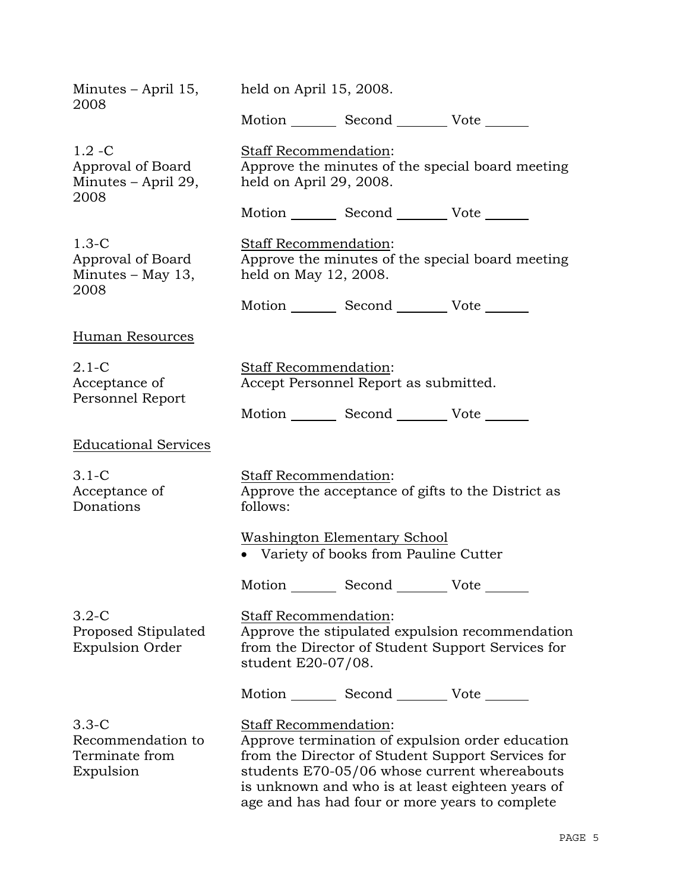Minutes – April 15, 2008

held on April 15, 2008.

Motion _______ Second _______ Vote ______

1.2 -C
Approval of Board Minutes – April 29, 2008

Staff Recommendation:
Approve the minutes of the special board meeting held on April 29, 2008.

Motion _______ Second _______ Vote ______

1.3-C
Approval of Board Minutes – May 13, 2008

Staff Recommendation:
Approve the minutes of the special board meeting held on May 12, 2008.

Motion _______ Second _______ Vote ______

Human Resources

2.1-C
Acceptance of Personnel Report

Staff Recommendation:
Accept Personnel Report as submitted.

Motion _______ Second _______ Vote ______

Educational Services

3.1-C
Acceptance of Donations

Staff Recommendation:
Approve the acceptance of gifts to the District as follows:

Washington Elementary School

- Variety of books from Pauline Cutter

Motion _______ Second _______ Vote ______

3.2-C
Proposed Stipulated Expulsion Order

Staff Recommendation:
Approve the stipulated expulsion recommendation from the Director of Student Support Services for student E20-07/08.

Motion _______ Second _______ Vote ______

3.3-C
Recommendation to Terminate from Expulsion

Staff Recommendation:
Approve termination of expulsion order education from the Director of Student Support Services for students E70-05/06 whose current whereabouts is unknown and who is at least eighteen years of age and has had four or more years to complete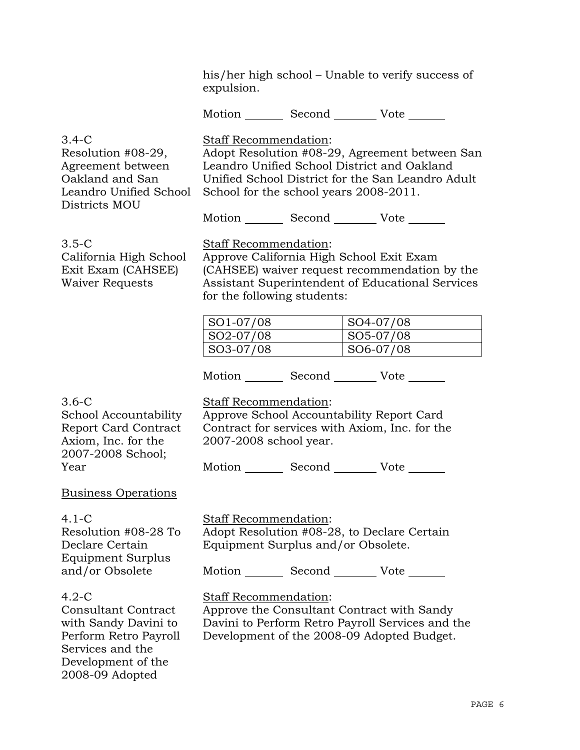his/her high school – Unable to verify success of expulsion.

Motion _______ Second _______ Vote _______

3.4-C
Resolution #08-29, Agreement between Oakland and San Leandro Unified School Districts MOU

Staff Recommendation:
Adopt Resolution #08-29, Agreement between San Leandro Unified School District and Oakland Unified School District for the San Leandro Adult School for the school years 2008-2011.

Motion _______ Second _______ Vote _______

3.5-C
California High School Exit Exam (CAHSEE) Waiver Requests

Staff Recommendation:
Approve California High School Exit Exam (CAHSEE) waiver request recommendation by the Assistant Superintendent of Educational Services for the following students:

| SO1-07/08 | SO4-07/08 |
|---|---|
| SO2-07/08 | SO5-07/08 |
| SO3-07/08 | SO6-07/08 |

Motion _______ Second _______ Vote _______

3.6-C
School Accountability Report Card Contract Axiom, Inc. for the 2007-2008 School; Year

Staff Recommendation:
Approve School Accountability Report Card Contract for services with Axiom, Inc. for the 2007-2008 school year.

Motion _______ Second _______ Vote _______

Business Operations

4.1-C
Resolution #08-28 To Declare Certain Equipment Surplus and/or Obsolete

Staff Recommendation:
Adopt Resolution #08-28, to Declare Certain Equipment Surplus and/or Obsolete.

Motion _______ Second _______ Vote _______

4.2-C
Consultant Contract with Sandy Davini to Perform Retro Payroll Services and the Development of the 2008-09 Adopted

Staff Recommendation:
Approve the Consultant Contract with Sandy Davini to Perform Retro Payroll Services and the Development of the 2008-09 Adopted Budget.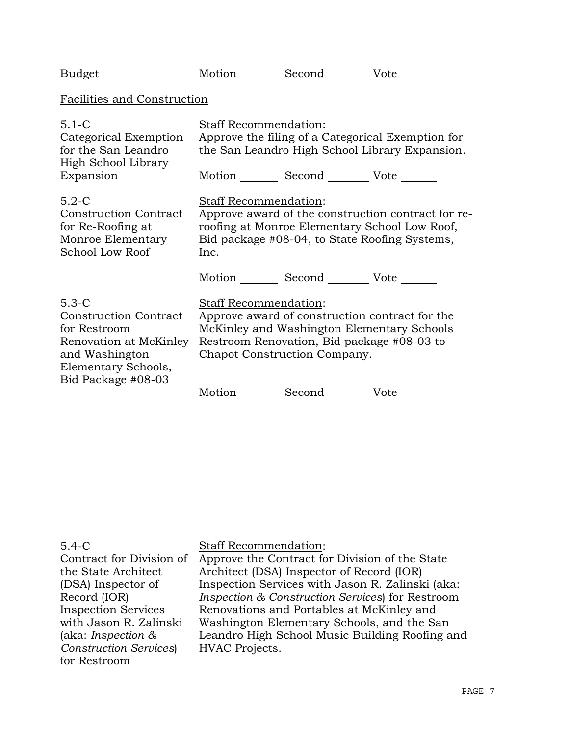Budget Motion _______ Second _______ Vote _______

Facilities and Construction

5.1-C
Categorical Exemption for the San Leandro High School Library Expansion

Staff Recommendation:
Approve the filing of a Categorical Exemption for the San Leandro High School Library Expansion.

Motion _______ Second _______ Vote _______

5.2-C
Construction Contract for Re-Roofing at Monroe Elementary School Low Roof

Staff Recommendation:
Approve award of the construction contract for re-roofing at Monroe Elementary School Low Roof, Bid package #08-04, to State Roofing Systems, Inc.

Motion _______ Second _______ Vote _______

5.3-C
Construction Contract for Restroom Renovation at McKinley and Washington Elementary Schools, Bid Package #08-03

Staff Recommendation:
Approve award of construction contract for the McKinley and Washington Elementary Schools Restroom Renovation, Bid package #08-03 to Chapot Construction Company.

Motion _______ Second _______ Vote _______

5.4-C
Contract for Division of the State Architect (DSA) Inspector of Record (IOR) Inspection Services with Jason R. Zalinski (aka: *Inspection & Construction Services*) for Restroom

Staff Recommendation:
Approve the Contract for Division of the State Architect (DSA) Inspector of Record (IOR) Inspection Services with Jason R. Zalinski (aka: *Inspection & Construction Services*) for Restroom Renovations and Portables at McKinley and Washington Elementary Schools, and the San Leandro High School Music Building Roofing and HVAC Projects.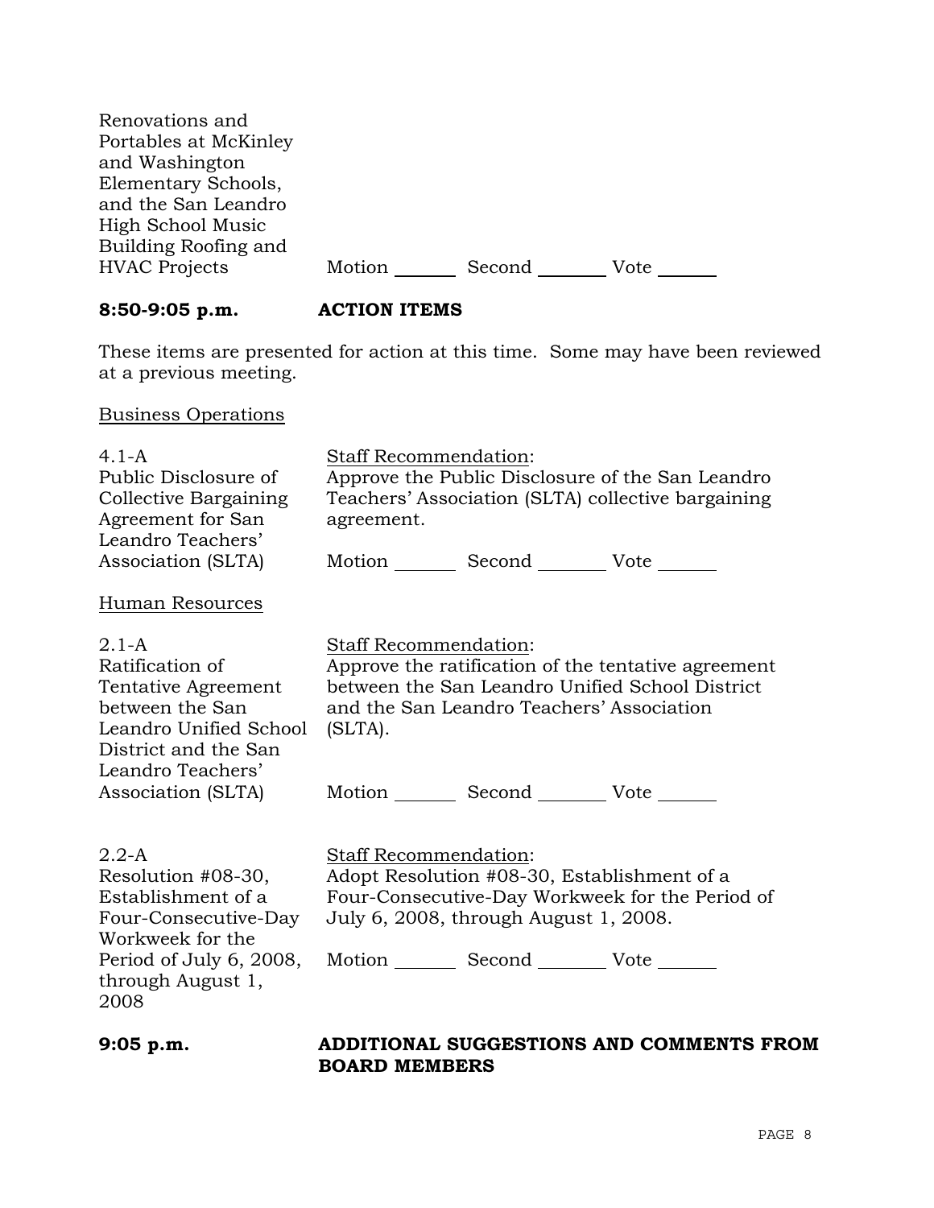Renovations and Portables at McKinley and Washington Elementary Schools, and the San Leandro High School Music Building Roofing and HVAC Projects

Motion ______ Second _______ Vote ______

**8:50-9:05 p.m.** **ACTION ITEMS**

These items are presented for action at this time. Some may have been reviewed at a previous meeting.

Business Operations

4.1-A
Public Disclosure of Collective Bargaining Agreement for San Leandro Teachers' Association (SLTA)

Staff Recommendation:
Approve the Public Disclosure of the San Leandro Teachers' Association (SLTA) collective bargaining agreement.

Motion ______ Second _______ Vote ______

Human Resources

2.1-A
Ratification of Tentative Agreement between the San Leandro Unified School District and the San Leandro Teachers' Association (SLTA)

Staff Recommendation:
Approve the ratification of the tentative agreement between the San Leandro Unified School District and the San Leandro Teachers' Association (SLTA).

Motion ______ Second _______ Vote ______

2.2-A
Resolution #08-30, Establishment of a Four-Consecutive-Day Workweek for the Period of July 6, 2008, through August 1, 2008

Staff Recommendation:
Adopt Resolution #08-30, Establishment of a Four-Consecutive-Day Workweek for the Period of July 6, 2008, through August 1, 2008.

Motion ______ Second _______ Vote ______

**9:05 p.m.** **ADDITIONAL SUGGESTIONS AND COMMENTS FROM BOARD MEMBERS**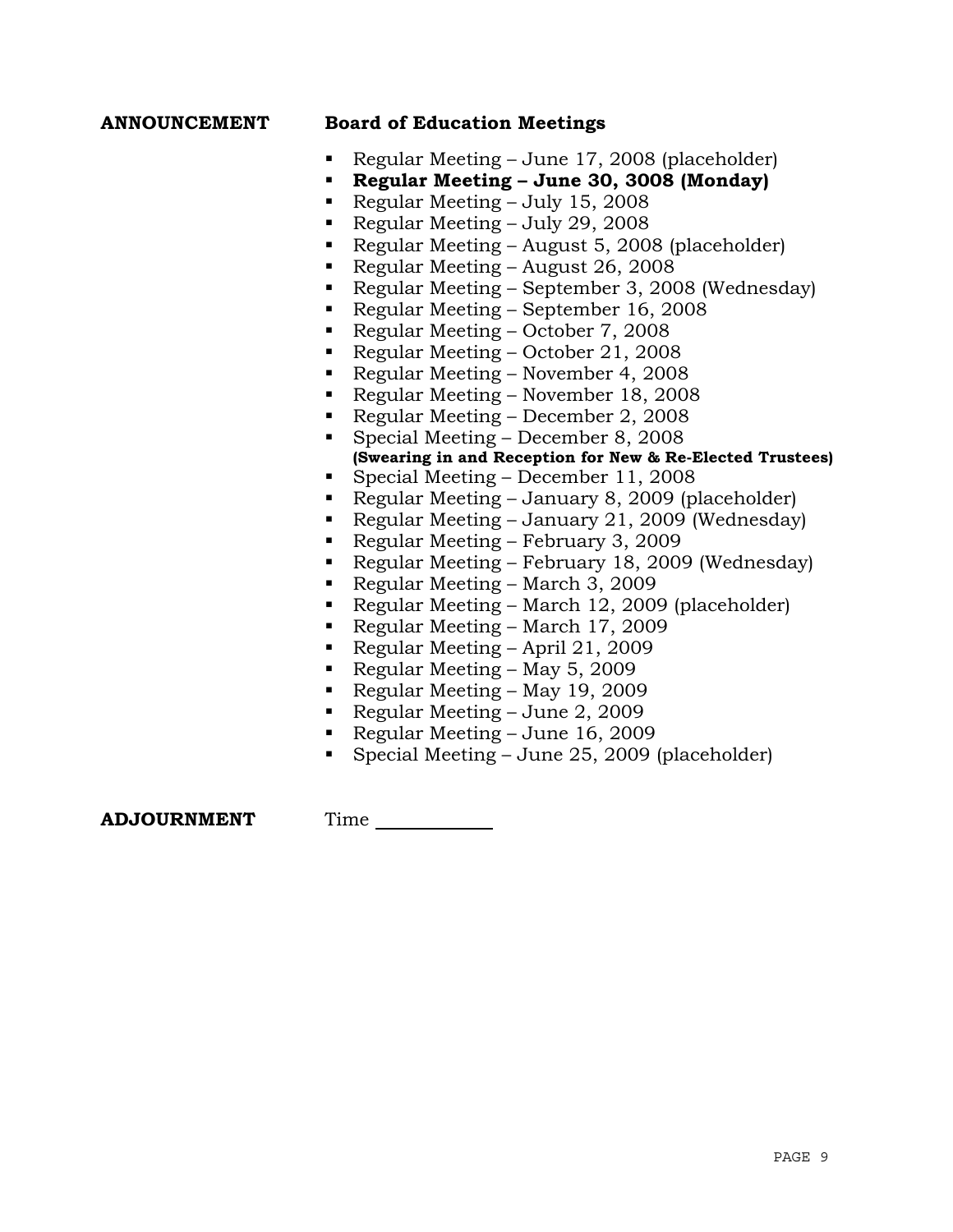**ANNOUNCEMENT** **Board of Education Meetings**

- Regular Meeting – June 17, 2008 (placeholder)
- **Regular Meeting – June 30, 3008 (Monday)**
- Regular Meeting – July 15, 2008
- Regular Meeting – July 29, 2008
- Regular Meeting – August 5, 2008 (placeholder)
- Regular Meeting – August 26, 2008
- Regular Meeting – September 3, 2008 (Wednesday)
- Regular Meeting – September 16, 2008
- Regular Meeting – October 7, 2008
- Regular Meeting – October 21, 2008
- Regular Meeting – November 4, 2008
- Regular Meeting – November 18, 2008
- Regular Meeting – December 2, 2008
- Special Meeting – December 8, 2008
  **(Swearing in and Reception for New & Re-Elected Trustees)**
- Special Meeting – December 11, 2008
- Regular Meeting – January 8, 2009 (placeholder)
- Regular Meeting – January 21, 2009 (Wednesday)
- Regular Meeting – February 3, 2009
- Regular Meeting – February 18, 2009 (Wednesday)
- Regular Meeting – March 3, 2009
- Regular Meeting – March 12, 2009 (placeholder)
- Regular Meeting – March 17, 2009
- Regular Meeting – April 21, 2009
- Regular Meeting – May 5, 2009
- Regular Meeting – May 19, 2009
- Regular Meeting – June 2, 2009
- Regular Meeting – June 16, 2009
- Special Meeting – June 25, 2009 (placeholder)

**ADJOURNMENT** Time ____________